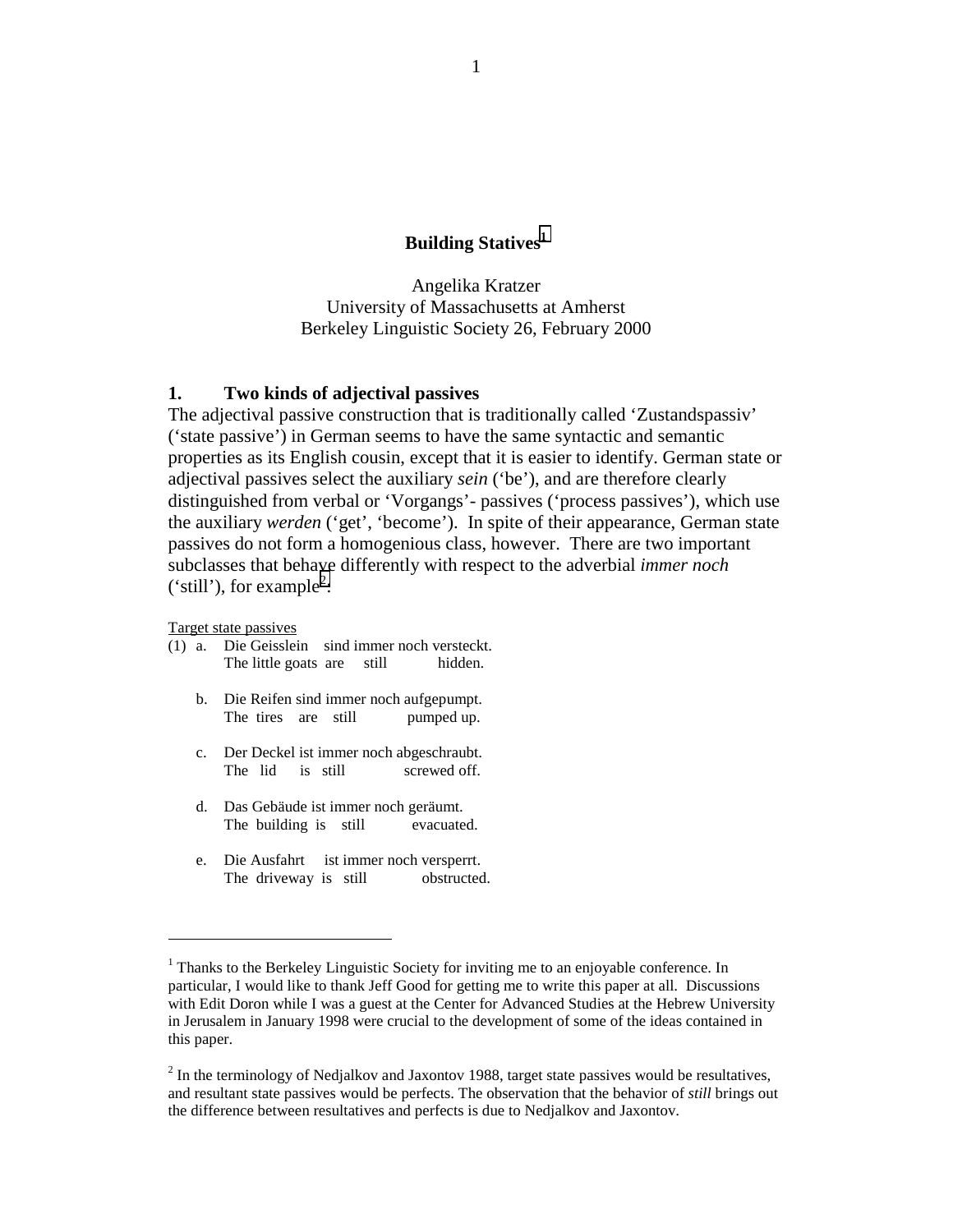# Building Statives[1]

Angelika Kratzer
University of Massachusetts at Amherst
Berkeley Linguistic Society 26, February 2000

## 1. Two kinds of adjectival passives

The adjectival passive construction that is traditionally called 'Zustandspassiv' ('state passive') in German seems to have the same syntactic and semantic properties as its English cousin, except that it is easier to identify. German state or adjectival passives select the auxiliary *sein* ('be'), and are therefore clearly distinguished from verbal or 'Vorgangs'- passives ('process passives'), which use the auxiliary *werden* ('get', 'become'). In spite of their appearance, German state passives do not form a homogenious class, however. There are two important subclasses that behave differently with respect to the adverbial *immer noch* ('still'), for example[2]:

Target state passives

(1) a. Die Geisslein sind immer noch versteckt.
 The little goats are still hidden.

 b. Die Reifen sind immer noch aufgepumpt.
 The tires are still pumped up.

 c. Der Deckel ist immer noch abgeschraubt.
 The lid is still screwed off.

 d. Das Gebäude ist immer noch geräumt.
 The building is still evacuated.

 e. Die Ausfahrt ist immer noch versperrt.
 The driveway is still obstructed.

---

[1] Thanks to the Berkeley Linguistic Society for inviting me to an enjoyable conference. In particular, I would like to thank Jeff Good for getting me to write this paper at all. Discussions with Edit Doron while I was a guest at the Center for Advanced Studies at the Hebrew University in Jerusalem in January 1998 were crucial to the development of some of the ideas contained in this paper.

[2] In the terminology of Nedjalkov and Jaxontov 1988, target state passives would be resultatives, and resultant state passives would be perfects. The observation that the behavior of *still* brings out the difference between resultatives and perfects is due to Nedjalkov and Jaxontov.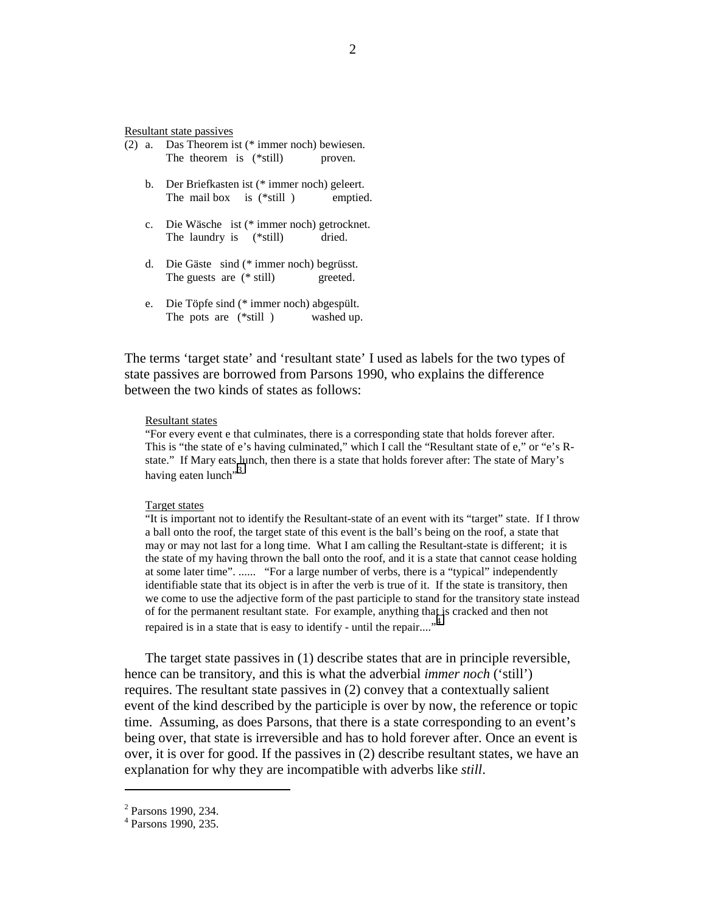<u>Resultant state passives</u>

(2) a. Das Theorem ist (* immer noch) bewiesen.
   The theorem is (*still) proven.

b. Der Briefkasten ist (* immer noch) geleert.
   The mail box is (*still ) emptied.

c. Die Wäsche ist (* immer noch) getrocknet.
   The laundry is (*still) dried.

d. Die Gäste sind (* immer noch) begrüsst.
   The guests are (* still) greeted.

e. Die Töpfe sind (* immer noch) abgespült.
   The pots are (*still ) washed up.

The terms 'target state' and 'resultant state' I used as labels for the two types of state passives are borrowed from Parsons 1990, who explains the difference between the two kinds of states as follows:

> <u>Resultant states</u>
> "For every event e that culminates, there is a corresponding state that holds forever after. This is "the state of e's having culminated," which I call the "Resultant state of e," or "e's R-state." If Mary eats lunch, then there is a state that holds forever after: The state of Mary's having eaten lunch"[3]
>
> <u>Target states</u>
> "It is important not to identify the Resultant-state of an event with its "target" state. If I throw a ball onto the roof, the target state of this event is the ball's being on the roof, a state that may or may not last for a long time. What I am calling the Resultant-state is different; it is the state of my having thrown the ball onto the roof, and it is a state that cannot cease holding at some later time". ...... "For a large number of verbs, there is a "typical" independently identifiable state that its object is in after the verb is true of it. If the state is transitory, then we come to use the adjective form of the past participle to stand for the transitory state instead of for the permanent resultant state. For example, anything that is cracked and then not repaired is in a state that is easy to identify - until the repair...."[4]

The target state passives in (1) describe states that are in principle reversible, hence can be transitory, and this is what the adverbial *immer noch* ('still') requires. The resultant state passives in (2) convey that a contextually salient event of the kind described by the participle is over by now, the reference or topic time. Assuming, as does Parsons, that there is a state corresponding to an event's being over, that state is irreversible and has to hold forever after. Once an event is over, it is over for good. If the passives in (2) describe resultant states, we have an explanation for why they are incompatible with adverbs like *still*.

---

[2] Parsons 1990, 234.
[4] Parsons 1990, 235.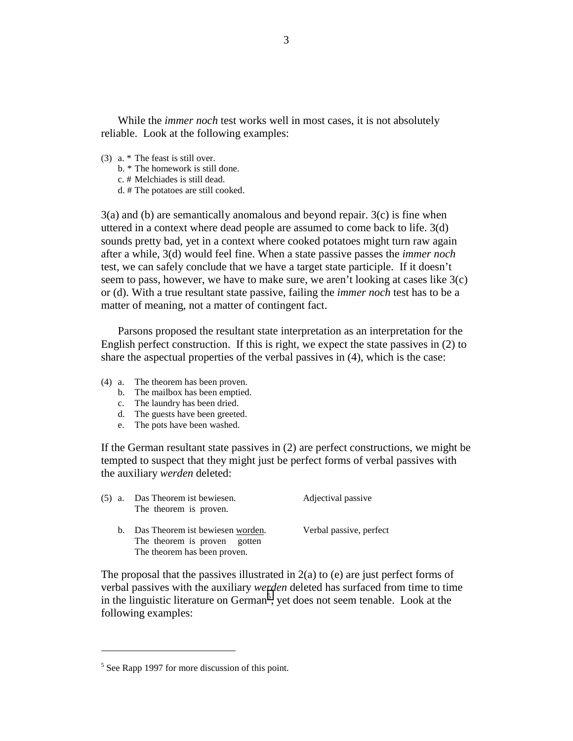While the *immer noch* test works well in most cases, it is not absolutely reliable. Look at the following examples:

(3) a. * The feast is still over.
    b. * The homework is still done.
    c. # Melchiades is still dead.
    d. # The potatoes are still cooked.

3(a) and (b) are semantically anomalous and beyond repair. 3(c) is fine when uttered in a context where dead people are assumed to come back to life. 3(d) sounds pretty bad, yet in a context where cooked potatoes might turn raw again after a while, 3(d) would feel fine. When a state passive passes the *immer noch* test, we can safely conclude that we have a target state participle. If it doesn't seem to pass, however, we have to make sure, we aren't looking at cases like 3(c) or (d). With a true resultant state passive, failing the *immer noch* test has to be a matter of meaning, not a matter of contingent fact.

Parsons proposed the resultant state interpretation as an interpretation for the English perfect construction. If this is right, we expect the state passives in (2) to share the aspectual properties of the verbal passives in (4), which is the case:

(4) a. The theorem has been proven.
    b. The mailbox has been emptied.
    c. The laundry has been dried.
    d. The guests have been greeted.
    e. The pots have been washed.

If the German resultant state passives in (2) are perfect constructions, we might be tempted to suspect that they might just be perfect forms of verbal passives with the auxiliary *werden* deleted:

(5) a. Das Theorem ist bewiesen. &nbsp;&nbsp;&nbsp;&nbsp;&nbsp;&nbsp;&nbsp;&nbsp;Adjectival passive
    The theorem is proven.

    b. Das Theorem ist bewiesen <u>worden</u>. &nbsp;&nbsp;&nbsp;&nbsp;Verbal passive, perfect
    The theorem is proven gotten
    The theorem has been proven.

The proposal that the passives illustrated in 2(a) to (e) are just perfect forms of verbal passives with the auxiliary *werden* deleted has surfaced from time to time in the linguistic literature on German[5], yet does not seem tenable. Look at the following examples:

---

[5] See Rapp 1997 for more discussion of this point.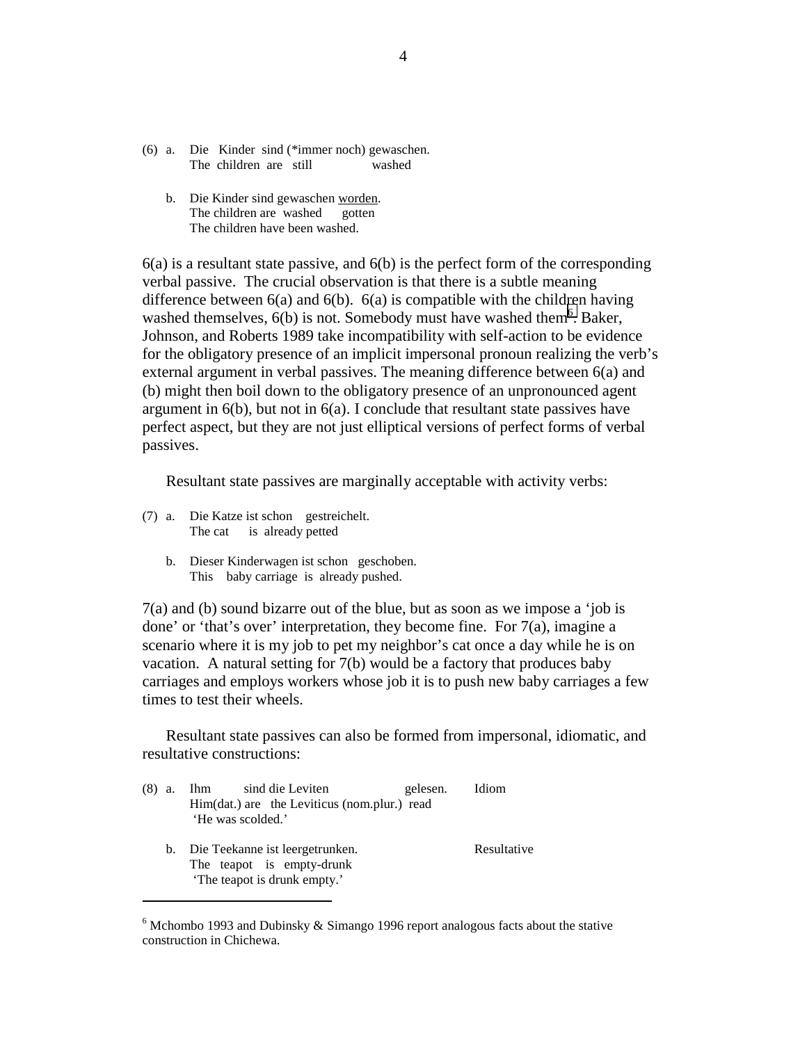(6) a. Die Kinder sind (*immer noch) gewaschen.
The children are still washed

b. Die Kinder sind gewaschen <u>worden</u>.
The children are washed gotten
The children have been washed.

6(a) is a resultant state passive, and 6(b) is the perfect form of the corresponding verbal passive. The crucial observation is that there is a subtle meaning difference between 6(a) and 6(b). 6(a) is compatible with the children having washed themselves, 6(b) is not. Somebody must have washed them[6]. Baker, Johnson, and Roberts 1989 take incompatibility with self-action to be evidence for the obligatory presence of an implicit impersonal pronoun realizing the verb's external argument in verbal passives. The meaning difference between 6(a) and (b) might then boil down to the obligatory presence of an unpronounced agent argument in 6(b), but not in 6(a). I conclude that resultant state passives have perfect aspect, but they are not just elliptical versions of perfect forms of verbal passives.

Resultant state passives are marginally acceptable with activity verbs:

(7) a. Die Katze ist schon gestreichelt.
The cat is already petted

b. Dieser Kinderwagen ist schon geschoben.
This baby carriage is already pushed.

7(a) and (b) sound bizarre out of the blue, but as soon as we impose a 'job is done' or 'that's over' interpretation, they become fine. For 7(a), imagine a scenario where it is my job to pet my neighbor's cat once a day while he is on vacation. A natural setting for 7(b) would be a factory that produces baby carriages and employs workers whose job it is to push new baby carriages a few times to test their wheels.

Resultant state passives can also be formed from impersonal, idiomatic, and resultative constructions:

(8) a. Ihm sind die Leviten gelesen. Idiom
Him(dat.) are the Leviticus (nom.plur.) read
'He was scolded.'

b. Die Teekanne ist leergetrunken. Resultative
The teapot is empty-drunk
'The teapot is drunk empty.'

---

[6] Mchombo 1993 and Dubinsky & Simango 1996 report analogous facts about the stative construction in Chichewa.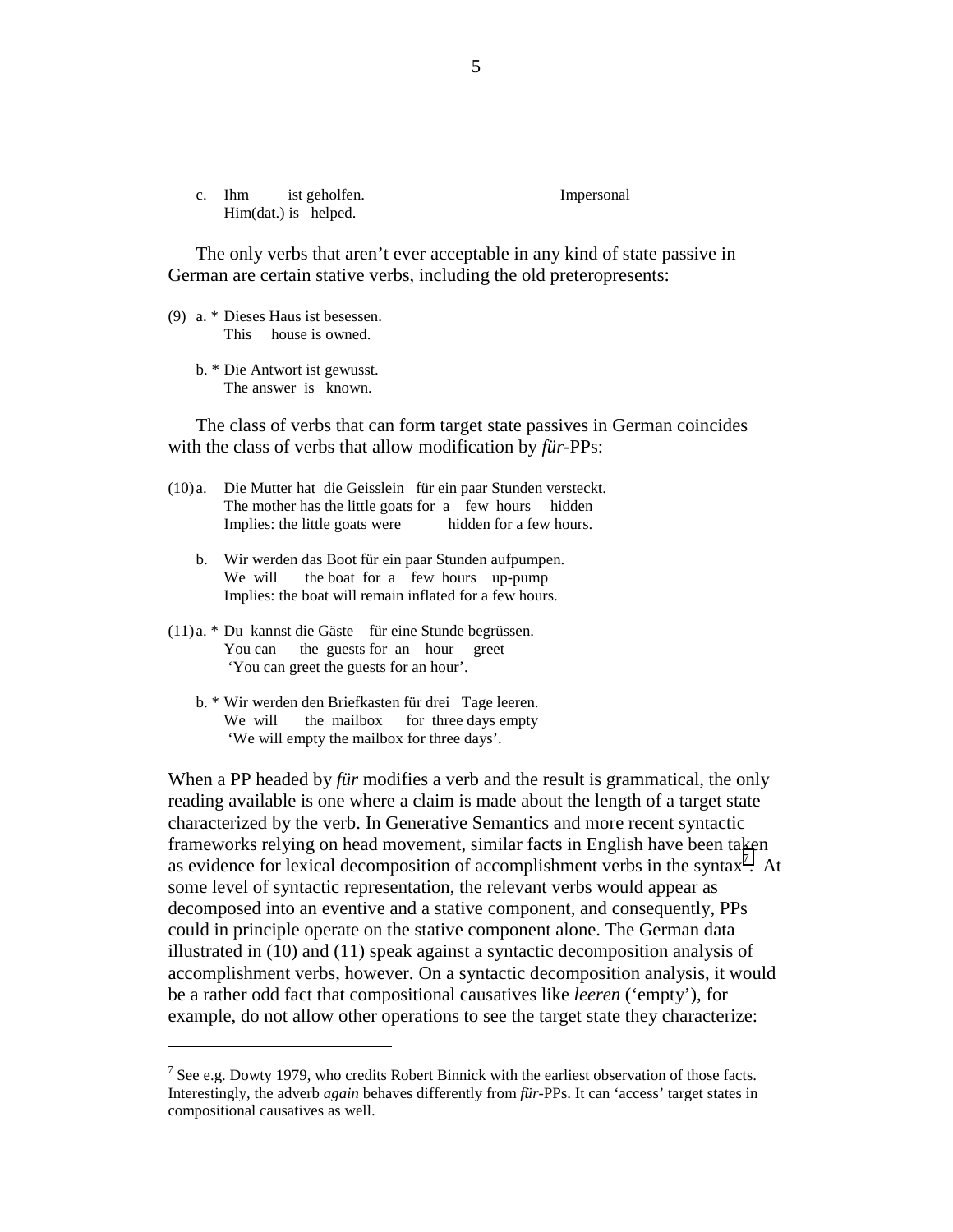c. Ihm ist geholfen. Impersonal
   Him(dat.) is helped.

The only verbs that aren't ever acceptable in any kind of state passive in German are certain stative verbs, including the old preteropresents:

(9) a. * Dieses Haus ist besessen.
   This house is owned.

   b. * Die Antwort ist gewusst.
   The answer is known.

The class of verbs that can form target state passives in German coincides with the class of verbs that allow modification by *für*-PPs:

(10) a. Die Mutter hat die Geisslein für ein paar Stunden versteckt.
   The mother has the little goats for a few hours hidden
   Implies: the little goats were hidden for a few hours.

   b. Wir werden das Boot für ein paar Stunden aufpumpen.
   We will the boat for a few hours up-pump
   Implies: the boat will remain inflated for a few hours.

(11) a. * Du kannst die Gäste für eine Stunde begrüssen.
   You can the guests for an hour greet
   'You can greet the guests for an hour'.

   b. * Wir werden den Briefkasten für drei Tage leeren.
   We will the mailbox for three days empty
   'We will empty the mailbox for three days'.

When a PP headed by *für* modifies a verb and the result is grammatical, the only reading available is one where a claim is made about the length of a target state characterized by the verb. In Generative Semantics and more recent syntactic frameworks relying on head movement, similar facts in English have been taken as evidence for lexical decomposition of accomplishment verbs in the syntax[7]. At some level of syntactic representation, the relevant verbs would appear as decomposed into an eventive and a stative component, and consequently, PPs could in principle operate on the stative component alone. The German data illustrated in (10) and (11) speak against a syntactic decomposition analysis of accomplishment verbs, however. On a syntactic decomposition analysis, it would be a rather odd fact that compositional causatives like *leeren* ('empty'), for example, do not allow other operations to see the target state they characterize:

---

[7] See e.g. Dowty 1979, who credits Robert Binnick with the earliest observation of those facts. Interestingly, the adverb *again* behaves differently from *für*-PPs. It can 'access' target states in compositional causatives as well.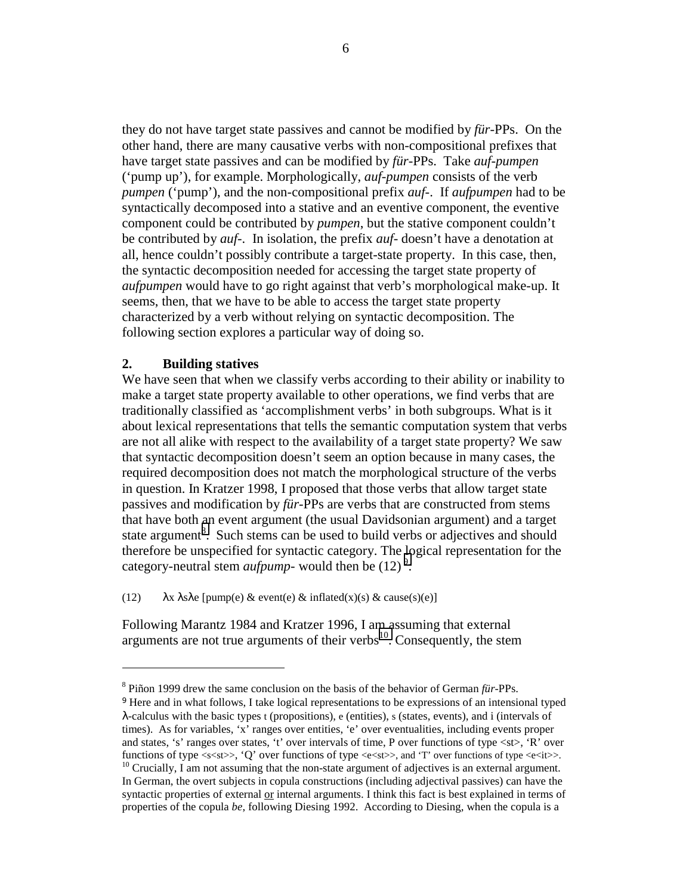they do not have target state passives and cannot be modified by *für*-PPs. On the other hand, there are many causative verbs with non-compositional prefixes that have target state passives and can be modified by *für*-PPs. Take *auf-pumpen* ('pump up'), for example. Morphologically, *auf-pumpen* consists of the verb *pumpen* ('pump'), and the non-compositional prefix *auf-*. If *aufpumpen* had to be syntactically decomposed into a stative and an eventive component, the eventive component could be contributed by *pumpen*, but the stative component couldn't be contributed by *auf-*. In isolation, the prefix *auf-* doesn't have a denotation at all, hence couldn't possibly contribute a target-state property. In this case, then, the syntactic decomposition needed for accessing the target state property of *aufpumpen* would have to go right against that verb's morphological make-up. It seems, then, that we have to be able to access the target state property characterized by a verb without relying on syntactic decomposition. The following section explores a particular way of doing so.

## 2. Building statives

We have seen that when we classify verbs according to their ability or inability to make a target state property available to other operations, we find verbs that are traditionally classified as 'accomplishment verbs' in both subgroups. What is it about lexical representations that tells the semantic computation system that verbs are not all alike with respect to the availability of a target state property? We saw that syntactic decomposition doesn't seem an option because in many cases, the required decomposition does not match the morphological structure of the verbs in question. In Kratzer 1998, I proposed that those verbs that allow target state passives and modification by *für*-PPs are verbs that are constructed from stems that have both an event argument (the usual Davidsonian argument) and a target state argument[8]. Such stems can be used to build verbs or adjectives and should therefore be unspecified for syntactic category. The logical representation for the category-neutral stem *aufpump-* would then be (12)[9].

(12) $\lambda x\ \lambda s \lambda e$ [pump(e) & event(e) & inflated(x)(s) & cause(s)(e)]

Following Marantz 1984 and Kratzer 1996, I am assuming that external arguments are not true arguments of their verbs[10]. Consequently, the stem

---

[8] Piñon 1999 drew the same conclusion on the basis of the behavior of German *für*-PPs.

[9] Here and in what follows, I take logical representations to be expressions of an intensional typed λ-calculus with the basic types t (propositions), e (entities), s (states, events), and i (intervals of times). As for variables, 'x' ranges over entities, 'e' over eventualities, including events proper and states, 's' ranges over states, 't' over intervals of time, P over functions of type <st>, 'R' over functions of type <s<st>>, 'Q' over functions of type <e<st>>, and 'T' over functions of type <e<it>>.

[10] Crucially, I am not assuming that the non-state argument of adjectives is an external argument. In German, the overt subjects in copula constructions (including adjectival passives) can have the syntactic properties of external or internal arguments. I think this fact is best explained in terms of properties of the copula *be*, following Diesing 1992. According to Diesing, when the copula is a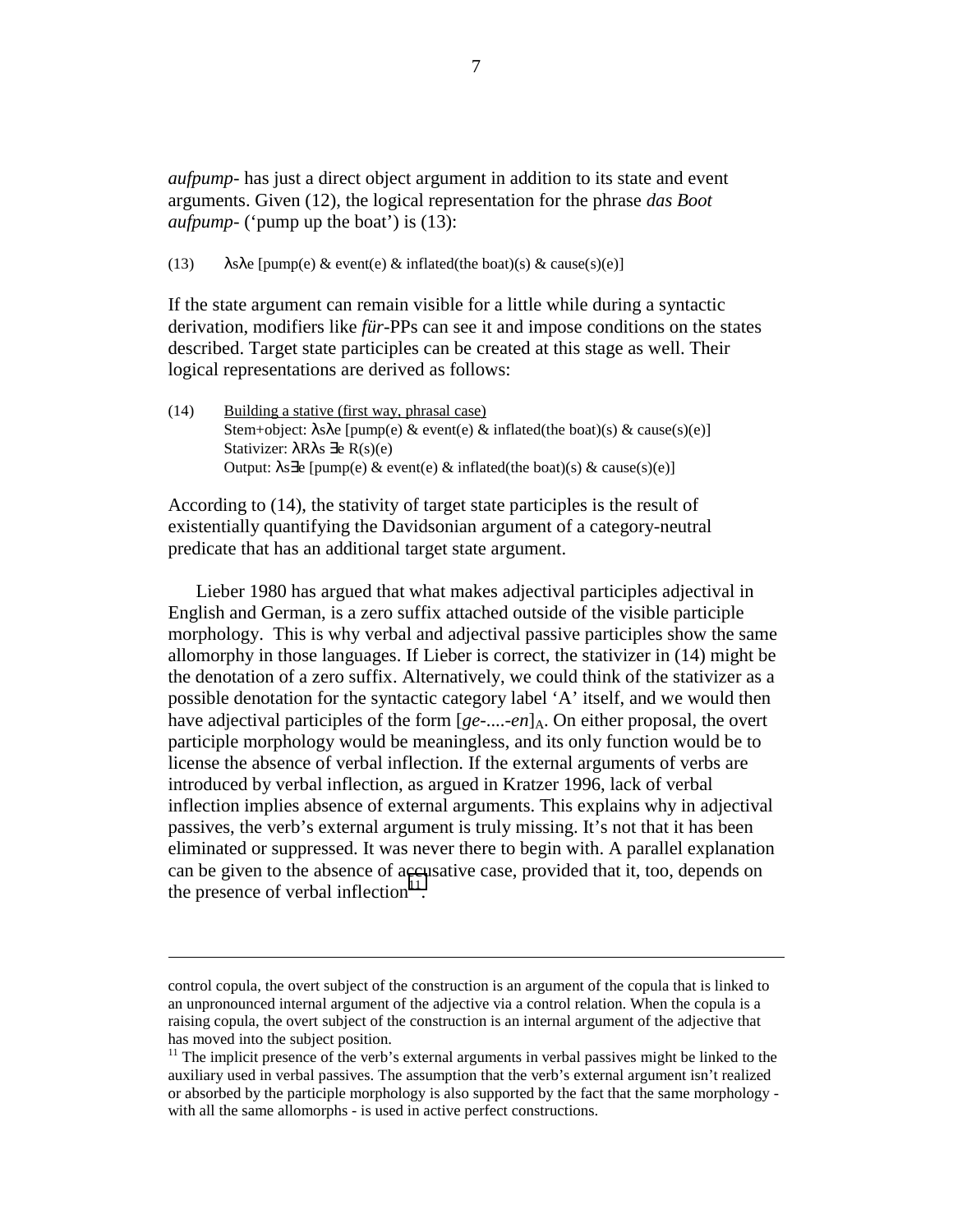*aufpump-* has just a direct object argument in addition to its state and event arguments. Given (12), the logical representation for the phrase *das Boot aufpump-* ('pump up the boat') is (13):

(13) $\lambda s \lambda e$ [pump(e) & event(e) & inflated(the boat)(s) & cause(s)(e)]

If the state argument can remain visible for a little while during a syntactic derivation, modifiers like *für*-PPs can see it and impose conditions on the states described. Target state participles can be created at this stage as well. Their logical representations are derived as follows:

(14) Building a stative (first way, phrasal case)
Stem+object: $\lambda s \lambda e$ [pump(e) & event(e) & inflated(the boat)(s) & cause(s)(e)]
Stativizer: $\lambda R \lambda s\ \exists e\ R(s)(e)$
Output: $\lambda s \exists e$ [pump(e) & event(e) & inflated(the boat)(s) & cause(s)(e)]

According to (14), the stativity of target state participles is the result of existentially quantifying the Davidsonian argument of a category-neutral predicate that has an additional target state argument.

Lieber 1980 has argued that what makes adjectival participles adjectival in English and German, is a zero suffix attached outside of the visible participle morphology. This is why verbal and adjectival passive participles show the same allomorphy in those languages. If Lieber is correct, the stativizer in (14) might be the denotation of a zero suffix. Alternatively, we could think of the stativizer as a possible denotation for the syntactic category label 'A' itself, and we would then have adjectival participles of the form $[ge\text{-}....\text{-}en]_A$. On either proposal, the overt participle morphology would be meaningless, and its only function would be to license the absence of verbal inflection. If the external arguments of verbs are introduced by verbal inflection, as argued in Kratzer 1996, lack of verbal inflection implies absence of external arguments. This explains why in adjectival passives, the verb's external argument is truly missing. It's not that it has been eliminated or suppressed. It was never there to begin with. A parallel explanation can be given to the absence of accusative case, provided that it, too, depends on the presence of verbal inflection[11].

---

control copula, the overt subject of the construction is an argument of the copula that is linked to an unpronounced internal argument of the adjective via a control relation. When the copula is a raising copula, the overt subject of the construction is an internal argument of the adjective that has moved into the subject position.

[11] The implicit presence of the verb's external arguments in verbal passives might be linked to the auxiliary used in verbal passives. The assumption that the verb's external argument isn't realized or absorbed by the participle morphology is also supported by the fact that the same morphology - with all the same allomorphs - is used in active perfect constructions.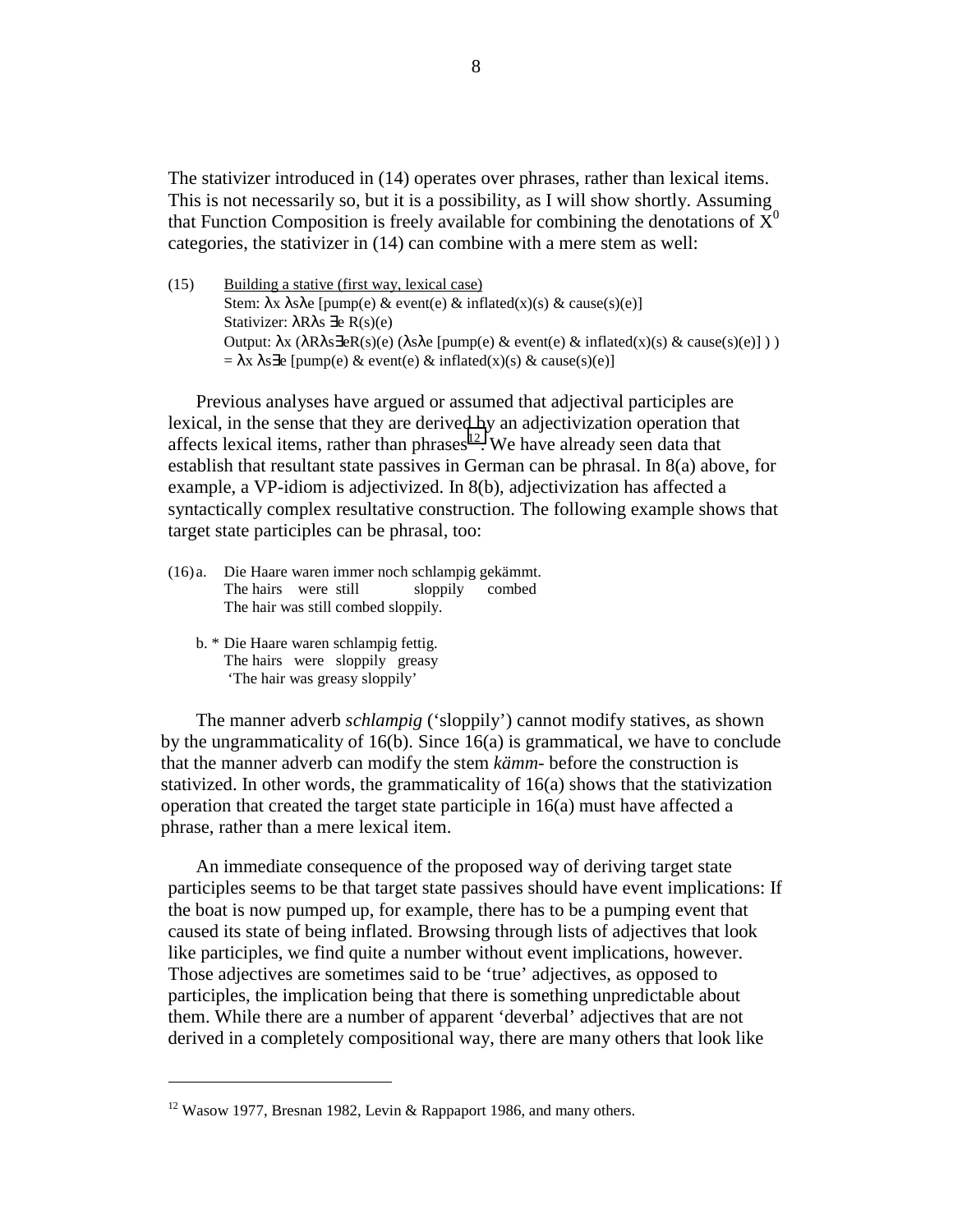The stativizer introduced in (14) operates over phrases, rather than lexical items. This is not necessarily so, but it is a possibility, as I will show shortly. Assuming that Function Composition is freely available for combining the denotations of $X^0$ categories, the stativizer in (14) can combine with a mere stem as well:

(15) Building a stative (first way, lexical case)
 Stem: λx λsλe [pump(e) & event(e) & inflated(x)(s) & cause(s)(e)]
 Stativizer: λRλs ∃e R(s)(e)
 Output: λx (λRλs∃eR(s)(e) (λsλe [pump(e) & event(e) & inflated(x)(s) & cause(s)(e)] ) )
 = λx λs∃e [pump(e) & event(e) & inflated(x)(s) & cause(s)(e)]

Previous analyses have argued or assumed that adjectival participles are lexical, in the sense that they are derived by an adjectivization operation that affects lexical items, rather than phrases[12]. We have already seen data that establish that resultant state passives in German can be phrasal. In 8(a) above, for example, a VP-idiom is adjectivized. In 8(b), adjectivization has affected a syntactically complex resultative construction. The following example shows that target state participles can be phrasal, too:

(16) a. Die Haare waren immer noch schlampig gekämmt.
 The hairs were still sloppily combed
 The hair was still combed sloppily.

 b. * Die Haare waren schlampig fettig.
 The hairs were sloppily greasy
 'The hair was greasy sloppily'

The manner adverb *schlampig* ('sloppily') cannot modify statives, as shown by the ungrammaticality of 16(b). Since 16(a) is grammatical, we have to conclude that the manner adverb can modify the stem *kämm-* before the construction is stativized. In other words, the grammaticality of 16(a) shows that the stativization operation that created the target state participle in 16(a) must have affected a phrase, rather than a mere lexical item.

An immediate consequence of the proposed way of deriving target state participles seems to be that target state passives should have event implications: If the boat is now pumped up, for example, there has to be a pumping event that caused its state of being inflated. Browsing through lists of adjectives that look like participles, we find quite a number without event implications, however. Those adjectives are sometimes said to be 'true' adjectives, as opposed to participles, the implication being that there is something unpredictable about them. While there are a number of apparent 'deverbal' adjectives that are not derived in a completely compositional way, there are many others that look like

---

[12] Wasow 1977, Bresnan 1982, Levin & Rappaport 1986, and many others.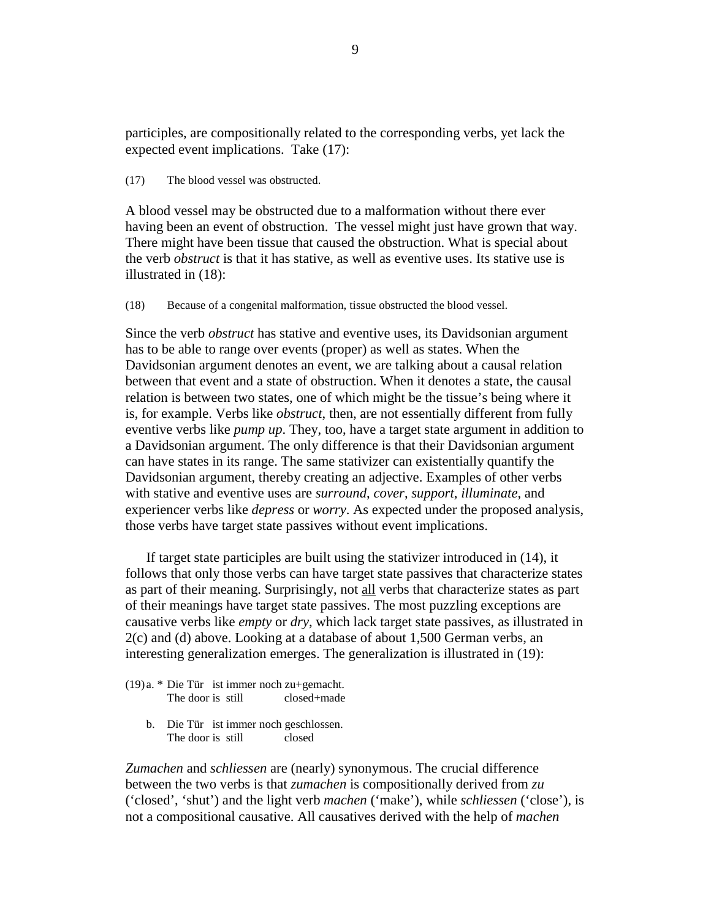participles, are compositionally related to the corresponding verbs, yet lack the expected event implications. Take (17):

(17) The blood vessel was obstructed.

A blood vessel may be obstructed due to a malformation without there ever having been an event of obstruction. The vessel might just have grown that way. There might have been tissue that caused the obstruction. What is special about the verb *obstruct* is that it has stative, as well as eventive uses. Its stative use is illustrated in (18):

(18) Because of a congenital malformation, tissue obstructed the blood vessel.

Since the verb *obstruct* has stative and eventive uses, its Davidsonian argument has to be able to range over events (proper) as well as states. When the Davidsonian argument denotes an event, we are talking about a causal relation between that event and a state of obstruction. When it denotes a state, the causal relation is between two states, one of which might be the tissue's being where it is, for example. Verbs like *obstruct*, then, are not essentially different from fully eventive verbs like *pump up*. They, too, have a target state argument in addition to a Davidsonian argument. The only difference is that their Davidsonian argument can have states in its range. The same stativizer can existentially quantify the Davidsonian argument, thereby creating an adjective. Examples of other verbs with stative and eventive uses are *surround*, *cover*, *support*, *illuminate*, and experiencer verbs like *depress* or *worry*. As expected under the proposed analysis, those verbs have target state passives without event implications.

If target state participles are built using the stativizer introduced in (14), it follows that only those verbs can have target state passives that characterize states as part of their meaning. Surprisingly, not <u>all</u> verbs that characterize states as part of their meanings have target state passives. The most puzzling exceptions are causative verbs like *empty* or *dry*, which lack target state passives, as illustrated in 2(c) and (d) above. Looking at a database of about 1,500 German verbs, an interesting generalization emerges. The generalization is illustrated in (19):

(19) a. \* Die Tür ist immer noch zu+gemacht.
The door is still closed+made

b. Die Tür ist immer noch geschlossen.
The door is still closed

*Zumachen* and *schliessen* are (nearly) synonymous. The crucial difference between the two verbs is that *zumachen* is compositionally derived from *zu* ('closed', 'shut') and the light verb *machen* ('make'), while *schliessen* ('close'), is not a compositional causative. All causatives derived with the help of *machen*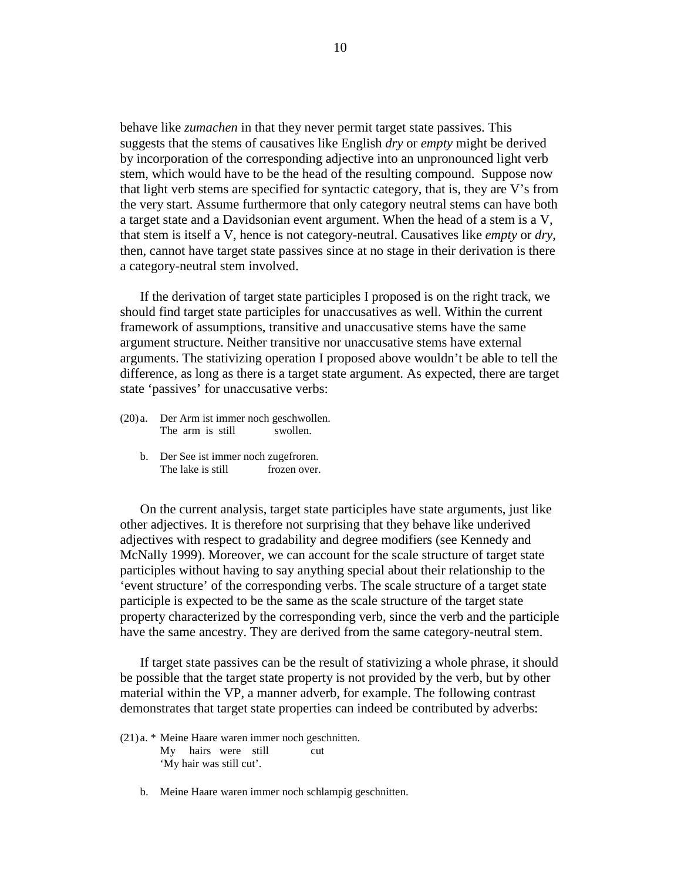behave like *zumachen* in that they never permit target state passives. This suggests that the stems of causatives like English *dry* or *empty* might be derived by incorporation of the corresponding adjective into an unpronounced light verb stem, which would have to be the head of the resulting compound. Suppose now that light verb stems are specified for syntactic category, that is, they are V's from the very start. Assume furthermore that only category neutral stems can have both a target state and a Davidsonian event argument. When the head of a stem is a V, that stem is itself a V, hence is not category-neutral. Causatives like *empty* or *dry*, then, cannot have target state passives since at no stage in their derivation is there a category-neutral stem involved.

If the derivation of target state participles I proposed is on the right track, we should find target state participles for unaccusatives as well. Within the current framework of assumptions, transitive and unaccusative stems have the same argument structure. Neither transitive nor unaccusative stems have external arguments. The stativizing operation I proposed above wouldn't be able to tell the difference, as long as there is a target state argument. As expected, there are target state 'passives' for unaccusative verbs:

(20) a. Der Arm ist immer noch geschwollen.
   The arm is still swollen.

b. Der See ist immer noch zugefroren.
   The lake is still frozen over.

On the current analysis, target state participles have state arguments, just like other adjectives. It is therefore not surprising that they behave like underived adjectives with respect to gradability and degree modifiers (see Kennedy and McNally 1999). Moreover, we can account for the scale structure of target state participles without having to say anything special about their relationship to the 'event structure' of the corresponding verbs. The scale structure of a target state participle is expected to be the same as the scale structure of the target state property characterized by the corresponding verb, since the verb and the participle have the same ancestry. They are derived from the same category-neutral stem.

If target state passives can be the result of stativizing a whole phrase, it should be possible that the target state property is not provided by the verb, but by other material within the VP, a manner adverb, for example. The following contrast demonstrates that target state properties can indeed be contributed by adverbs:

(21) a. * Meine Haare waren immer noch geschnitten.
   My hairs were still cut
   'My hair was still cut'.

b. Meine Haare waren immer noch schlampig geschnitten.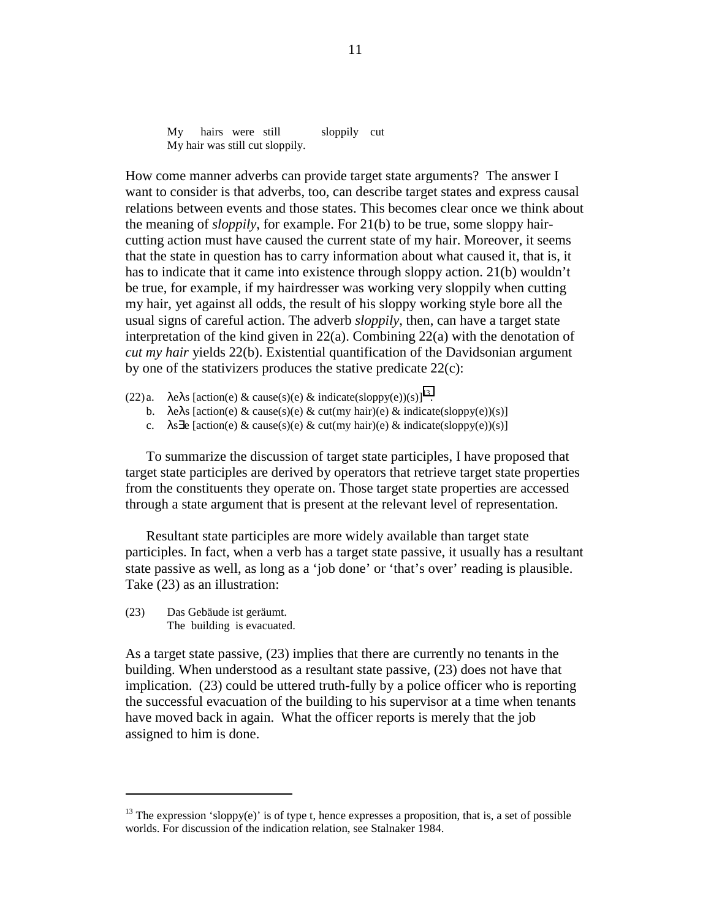My hairs were still sloppily cut
My hair was still cut sloppily.

How come manner adverbs can provide target state arguments? The answer I want to consider is that adverbs, too, can describe target states and express causal relations between events and those states. This becomes clear once we think about the meaning of *sloppily*, for example. For 21(b) to be true, some sloppy hair-cutting action must have caused the current state of my hair. Moreover, it seems that the state in question has to carry information about what caused it, that is, it has to indicate that it came into existence through sloppy action. 21(b) wouldn't be true, for example, if my hairdresser was working very sloppily when cutting my hair, yet against all odds, the result of his sloppy working style bore all the usual signs of careful action. The adverb *sloppily*, then, can have a target state interpretation of the kind given in 22(a). Combining 22(a) with the denotation of *cut my hair* yields 22(b). Existential quantification of the Davidsonian argument by one of the stativizers produces the stative predicate 22(c):

(22) a. $\lambda e \lambda s$ [action(e) & cause(s)(e) & indicate(sloppy(e))(s)][13].
b. $\lambda e \lambda s$ [action(e) & cause(s)(e) & cut(my hair)(e) & indicate(sloppy(e))(s)]
c. $\lambda s \exists e$ [action(e) & cause(s)(e) & cut(my hair)(e) & indicate(sloppy(e))(s)]

To summarize the discussion of target state participles, I have proposed that target state participles are derived by operators that retrieve target state properties from the constituents they operate on. Those target state properties are accessed through a state argument that is present at the relevant level of representation.

Resultant state participles are more widely available than target state participles. In fact, when a verb has a target state passive, it usually has a resultant state passive as well, as long as a 'job done' or 'that's over' reading is plausible. Take (23) as an illustration:

(23) Das Gebäude ist geräumt.
The building is evacuated.

As a target state passive, (23) implies that there are currently no tenants in the building. When understood as a resultant state passive, (23) does not have that implication. (23) could be uttered truth-fully by a police officer who is reporting the successful evacuation of the building to his supervisor at a time when tenants have moved back in again. What the officer reports is merely that the job assigned to him is done.

[13] The expression 'sloppy(e)' is of type t, hence expresses a proposition, that is, a set of possible worlds. For discussion of the indication relation, see Stalnaker 1984.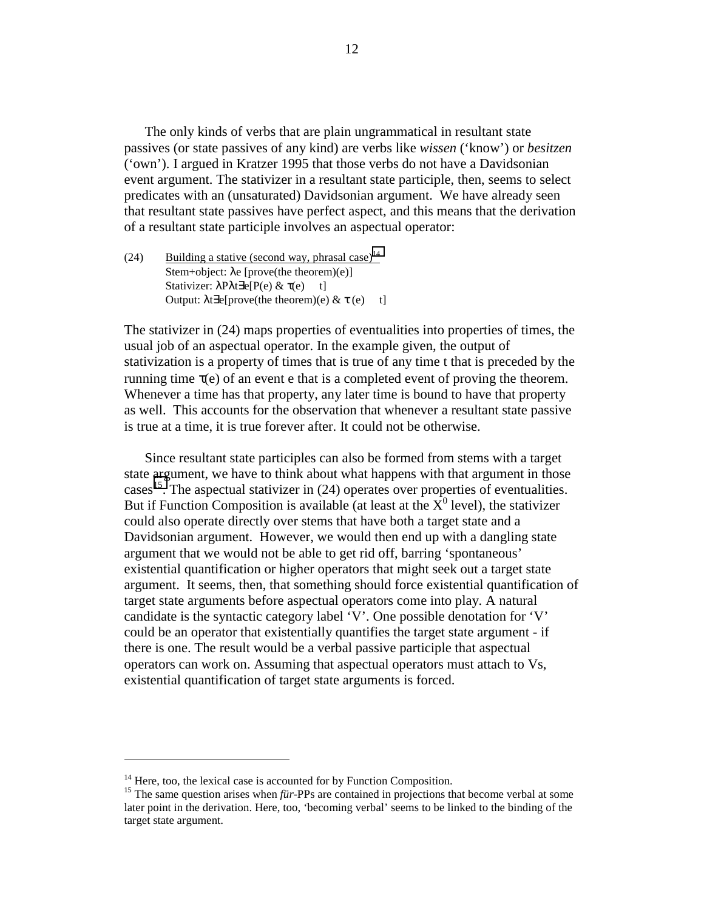The only kinds of verbs that are plain ungrammatical in resultant state passives (or state passives of any kind) are verbs like *wissen* ('know') or *besitzen* ('own'). I argued in Kratzer 1995 that those verbs do not have a Davidsonian event argument. The stativizer in a resultant state participle, then, seems to select predicates with an (unsaturated) Davidsonian argument. We have already seen that resultant state passives have perfect aspect, and this means that the derivation of a resultant state participle involves an aspectual operator:

(24) Building a stative (second way, phrasal case)[14]
Stem+object: $\lambda e$ [prove(the theorem)(e)]
Stativizer: $\lambda P \lambda t \exists e[P(e)\ \&\ \tau(e) \quad t]$
Output: $\lambda t \exists e[\text{prove(the theorem)(e)}\ \&\ \tau(e) \quad t]$

The stativizer in (24) maps properties of eventualities into properties of times, the usual job of an aspectual operator. In the example given, the output of stativization is a property of times that is true of any time t that is preceded by the running time $\tau(e)$ of an event e that is a completed event of proving the theorem. Whenever a time has that property, any later time is bound to have that property as well. This accounts for the observation that whenever a resultant state passive is true at a time, it is true forever after. It could not be otherwise.

Since resultant state participles can also be formed from stems with a target state argument, we have to think about what happens with that argument in those cases[15]. The aspectual stativizer in (24) operates over properties of eventualities. But if Function Composition is available (at least at the $X^0$ level), the stativizer could also operate directly over stems that have both a target state and a Davidsonian argument. However, we would then end up with a dangling state argument that we would not be able to get rid off, barring 'spontaneous' existential quantification or higher operators that might seek out a target state argument. It seems, then, that something should force existential quantification of target state arguments before aspectual operators come into play. A natural candidate is the syntactic category label 'V'. One possible denotation for 'V' could be an operator that existentially quantifies the target state argument - if there is one. The result would be a verbal passive participle that aspectual operators can work on. Assuming that aspectual operators must attach to Vs, existential quantification of target state arguments is forced.

---

[14] Here, too, the lexical case is accounted for by Function Composition.

[15] The same question arises when *für*-PPs are contained in projections that become verbal at some later point in the derivation. Here, too, 'becoming verbal' seems to be linked to the binding of the target state argument.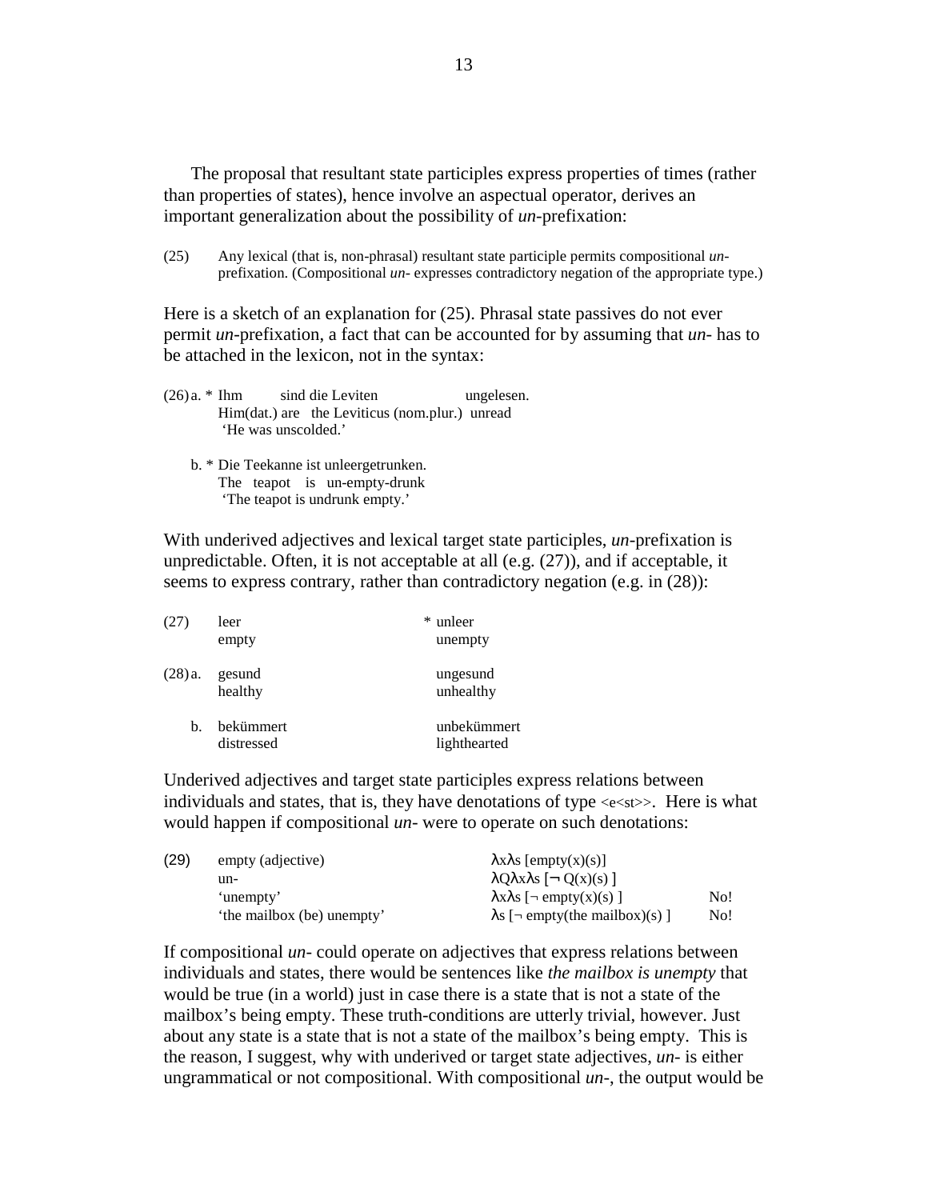The proposal that resultant state participles express properties of times (rather than properties of states), hence involve an aspectual operator, derives an important generalization about the possibility of *un*-prefixation:

(25) Any lexical (that is, non-phrasal) resultant state participle permits compositional *un*-prefixation. (Compositional *un*- expresses contradictory negation of the appropriate type.)

Here is a sketch of an explanation for (25). Phrasal state passives do not ever permit *un*-prefixation, a fact that can be accounted for by assuming that *un*- has to be attached in the lexicon, not in the syntax:

(26) a. * Ihm sind die Leviten ungelesen.
Him(dat.) are the Leviticus (nom.plur.) unread
'He was unscolded.'

b. * Die Teekanne ist unleergetrunken.
The teapot is un-empty-drunk
'The teapot is undrunk empty.'

With underived adjectives and lexical target state participles, *un*-prefixation is unpredictable. Often, it is not acceptable at all (e.g. (27)), and if acceptable, it seems to express contrary, rather than contradictory negation (e.g. in (28)):

| | | |
|---|---|---|
| (27) | leer<br>empty | * unleer<br>unempty |
| (28) a. | gesund<br>healthy | ungesund<br>unhealthy |
| b. | bekümmert<br>distressed | unbekümmert<br>lighthearted |

Underived adjectives and target state participles express relations between individuals and states, that is, they have denotations of type <e<st>>. Here is what would happen if compositional *un*- were to operate on such denotations:

| | | | |
|---|---|---|---|
| (29) | empty (adjective) | $\lambda x \lambda s\, [\text{empty}(x)(s)]$ | |
| | un- | $\lambda Q \lambda x \lambda s\, [\neg\, Q(x)(s)\,]$ | |
| | 'unempty' | $\lambda x \lambda s\, [\neg\, \text{empty}(x)(s)\,]$ | No! |
| | 'the mailbox (be) unempty' | $\lambda s\, [\neg\, \text{empty}(\text{the mailbox})(s)\,]$ | No! |

If compositional *un*- could operate on adjectives that express relations between individuals and states, there would be sentences like *the mailbox is unempty* that would be true (in a world) just in case there is a state that is not a state of the mailbox's being empty. These truth-conditions are utterly trivial, however. Just about any state is a state that is not a state of the mailbox's being empty. This is the reason, I suggest, why with underived or target state adjectives, *un*- is either ungrammatical or not compositional. With compositional *un*-, the output would be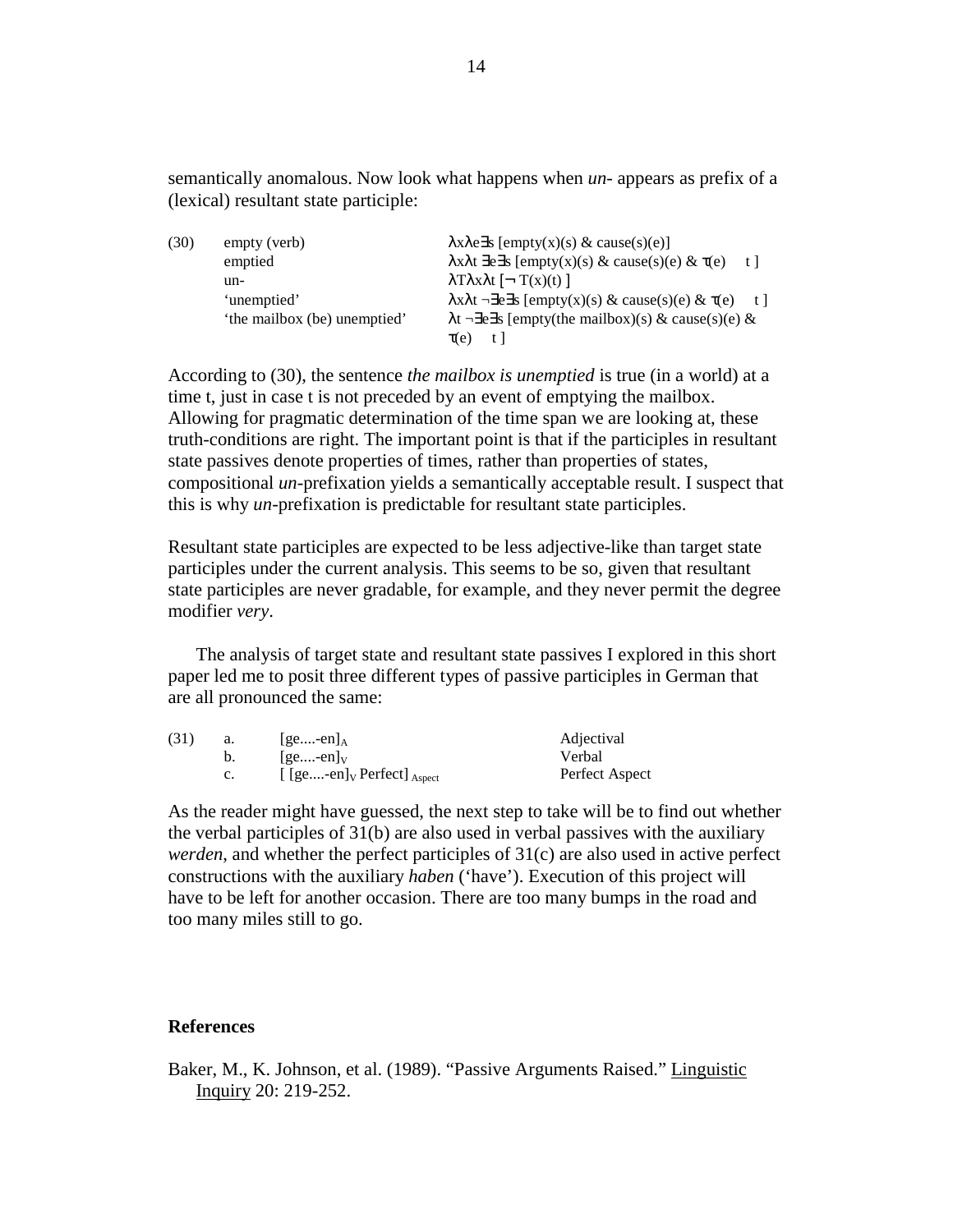semantically anomalous. Now look what happens when *un-* appears as prefix of a (lexical) resultant state participle:

| (30) | | |
|---|---|---|
| | empty (verb) | $\lambda x \lambda e \exists s$ [empty(x)(s) & cause(s)(e)] |
| | emptied | $\lambda x \lambda t\ \exists e \exists s$ [empty(x)(s) & cause(s)(e) & $\tau$(e) $\quad$ t ] |
| | un- | $\lambda T \lambda x \lambda t$ [$\neg$ T(x)(t) ] |
| | 'unemptied' | $\lambda x \lambda t\ \neg \exists e \exists s$ [empty(x)(s) & cause(s)(e) & $\tau$(e) $\quad$ t ] |
| | 'the mailbox (be) unemptied' | $\lambda t\ \neg \exists e \exists s$ [empty(the mailbox)(s) & cause(s)(e) & $\tau$(e) $\quad$ t ] |

According to (30), the sentence *the mailbox is unemptied* is true (in a world) at a time t, just in case t is not preceded by an event of emptying the mailbox. Allowing for pragmatic determination of the time span we are looking at, these truth-conditions are right. The important point is that if the participles in resultant state passives denote properties of times, rather than properties of states, compositional *un*-prefixation yields a semantically acceptable result. I suspect that this is why *un*-prefixation is predictable for resultant state participles.

Resultant state participles are expected to be less adjective-like than target state participles under the current analysis. This seems to be so, given that resultant state participles are never gradable, for example, and they never permit the degree modifier *very*.

The analysis of target state and resultant state passives I explored in this short paper led me to posit three different types of passive participles in German that are all pronounced the same:

| (31) | | | |
|---|---|---|---|
| | a. | $[\text{ge....-en}]_A$ | Adjectival |
| | b. | $[\text{ge....-en}]_V$ | Verbal |
| | c. | $[\,[\text{ge....-en}]_V \text{ Perfect}]_{\text{Aspect}}$ | Perfect Aspect |

As the reader might have guessed, the next step to take will be to find out whether the verbal participles of 31(b) are also used in verbal passives with the auxiliary *werden*, and whether the perfect participles of 31(c) are also used in active perfect constructions with the auxiliary *haben* ('have'). Execution of this project will have to be left for another occasion. There are too many bumps in the road and too many miles still to go.

## References

Baker, M., K. Johnson, et al. (1989). "Passive Arguments Raised." Linguistic Inquiry 20: 219-252.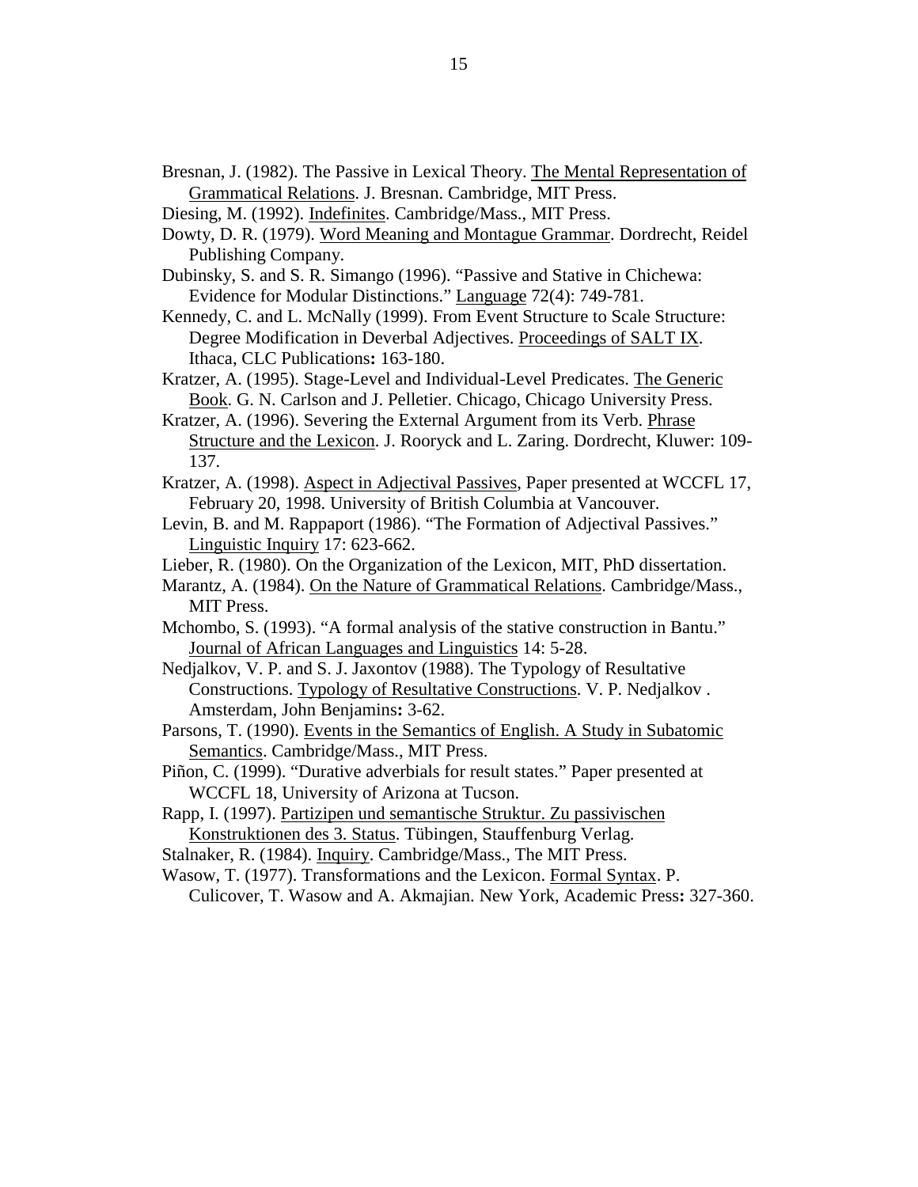Bresnan, J. (1982). The Passive in Lexical Theory. The Mental Representation of Grammatical Relations. J. Bresnan. Cambridge, MIT Press.

Diesing, M. (1992). Indefinites. Cambridge/Mass., MIT Press.

Dowty, D. R. (1979). Word Meaning and Montague Grammar. Dordrecht, Reidel Publishing Company.

Dubinsky, S. and S. R. Simango (1996). "Passive and Stative in Chichewa: Evidence for Modular Distinctions." Language 72(4): 749-781.

Kennedy, C. and L. McNally (1999). From Event Structure to Scale Structure: Degree Modification in Deverbal Adjectives. Proceedings of SALT IX. Ithaca, CLC Publications**:** 163-180.

Kratzer, A. (1995). Stage-Level and Individual-Level Predicates. The Generic Book. G. N. Carlson and J. Pelletier. Chicago, Chicago University Press.

Kratzer, A. (1996). Severing the External Argument from its Verb. Phrase Structure and the Lexicon. J. Rooryck and L. Zaring. Dordrecht, Kluwer: 109-137.

Kratzer, A. (1998). Aspect in Adjectival Passives, Paper presented at WCCFL 17, February 20, 1998. University of British Columbia at Vancouver.

Levin, B. and M. Rappaport (1986). "The Formation of Adjectival Passives." Linguistic Inquiry 17: 623-662.

Lieber, R. (1980). On the Organization of the Lexicon, MIT, PhD dissertation.

Marantz, A. (1984). On the Nature of Grammatical Relations. Cambridge/Mass., MIT Press.

Mchombo, S. (1993). "A formal analysis of the stative construction in Bantu." Journal of African Languages and Linguistics 14: 5-28.

Nedjalkov, V. P. and S. J. Jaxontov (1988). The Typology of Resultative Constructions. Typology of Resultative Constructions. V. P. Nedjalkov . Amsterdam, John Benjamins**:** 3-62.

Parsons, T. (1990). Events in the Semantics of English. A Study in Subatomic Semantics. Cambridge/Mass., MIT Press.

Piñon, C. (1999). "Durative adverbials for result states." Paper presented at WCCFL 18, University of Arizona at Tucson.

Rapp, I. (1997). Partizipen und semantische Struktur. Zu passivischen Konstruktionen des 3. Status. Tübingen, Stauffenburg Verlag.

Stalnaker, R. (1984). Inquiry. Cambridge/Mass., The MIT Press.

Wasow, T. (1977). Transformations and the Lexicon. Formal Syntax. P. Culicover, T. Wasow and A. Akmajian. New York, Academic Press**:** 327-360.